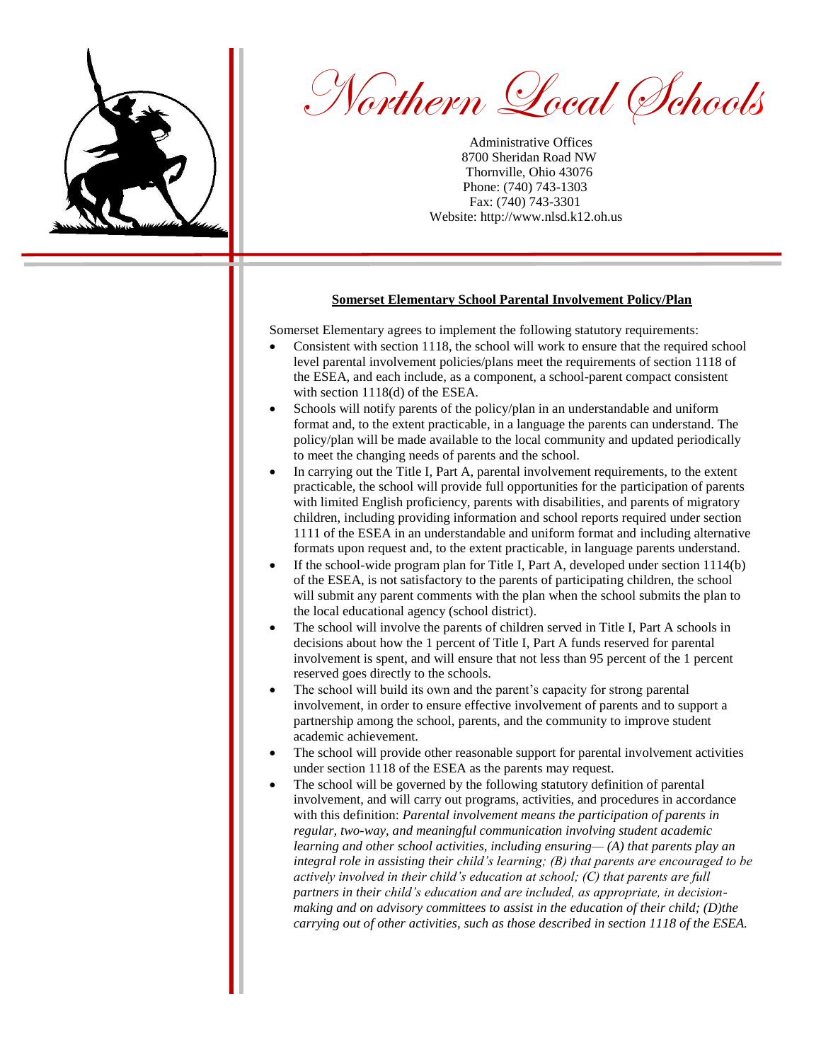# Northern Local Schools

Administrative Offices
8700 Sheridan Road NW
Thornville, Ohio 43076
Phone: (740) 743-1303
Fax: (740) 743-3301
Website: http://www.nlsd.k12.oh.us

## Somerset Elementary School Parental Involvement Policy/Plan

Somerset Elementary agrees to implement the following statutory requirements:

- Consistent with section 1118, the school will work to ensure that the required school level parental involvement policies/plans meet the requirements of section 1118 of the ESEA, and each include, as a component, a school-parent compact consistent with section 1118(d) of the ESEA.
- Schools will notify parents of the policy/plan in an understandable and uniform format and, to the extent practicable, in a language the parents can understand. The policy/plan will be made available to the local community and updated periodically to meet the changing needs of parents and the school.
- In carrying out the Title I, Part A, parental involvement requirements, to the extent practicable, the school will provide full opportunities for the participation of parents with limited English proficiency, parents with disabilities, and parents of migratory children, including providing information and school reports required under section 1111 of the ESEA in an understandable and uniform format and including alternative formats upon request and, to the extent practicable, in language parents understand.
- If the school-wide program plan for Title I, Part A, developed under section 1114(b) of the ESEA, is not satisfactory to the parents of participating children, the school will submit any parent comments with the plan when the school submits the plan to the local educational agency (school district).
- The school will involve the parents of children served in Title I, Part A schools in decisions about how the 1 percent of Title I, Part A funds reserved for parental involvement is spent, and will ensure that not less than 95 percent of the 1 percent reserved goes directly to the schools.
- The school will build its own and the parent's capacity for strong parental involvement, in order to ensure effective involvement of parents and to support a partnership among the school, parents, and the community to improve student academic achievement.
- The school will provide other reasonable support for parental involvement activities under section 1118 of the ESEA as the parents may request.
- The school will be governed by the following statutory definition of parental involvement, and will carry out programs, activities, and procedures in accordance with this definition: *Parental involvement means the participation of parents in regular, two-way, and meaningful communication involving student academic learning and other school activities, including ensuring— (A) that parents play an integral role in assisting their child's learning; (B) that parents are encouraged to be actively involved in their child's education at school; (C) that parents are full partners in their child's education and are included, as appropriate, in decision-making and on advisory committees to assist in the education of their child; (D)the carrying out of other activities, such as those described in section 1118 of the ESEA.*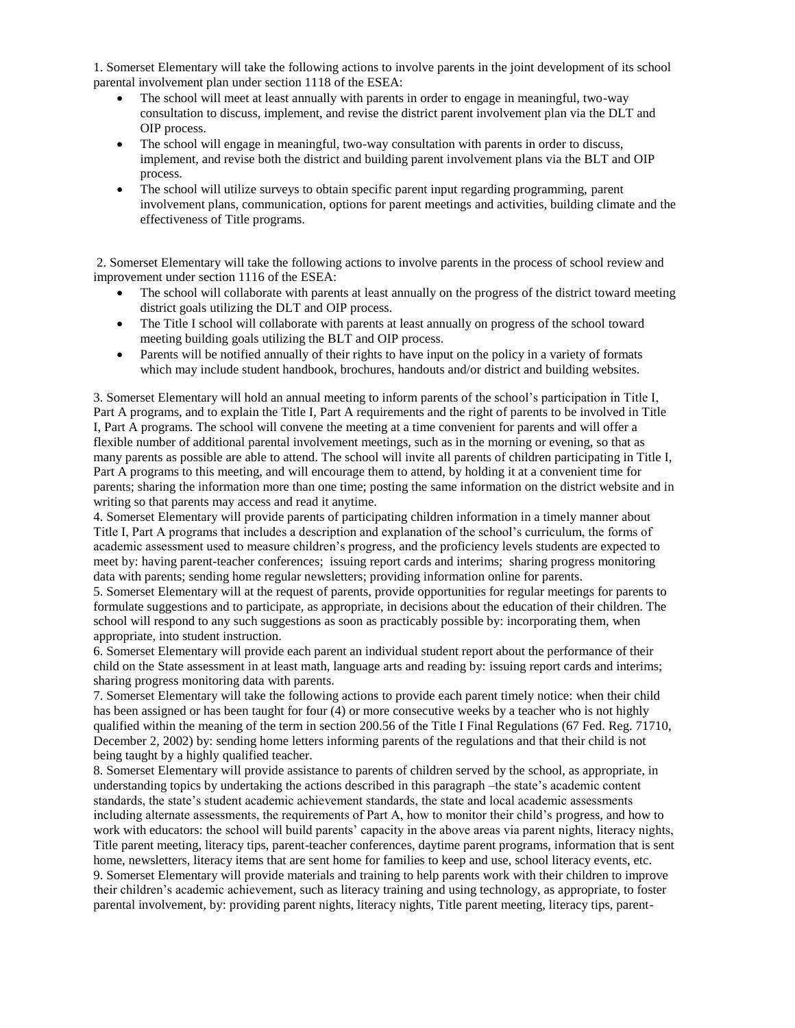1. Somerset Elementary will take the following actions to involve parents in the joint development of its school parental involvement plan under section 1118 of the ESEA:

- The school will meet at least annually with parents in order to engage in meaningful, two-way consultation to discuss, implement, and revise the district parent involvement plan via the DLT and OIP process.
- The school will engage in meaningful, two-way consultation with parents in order to discuss, implement, and revise both the district and building parent involvement plans via the BLT and OIP process.
- The school will utilize surveys to obtain specific parent input regarding programming, parent involvement plans, communication, options for parent meetings and activities, building climate and the effectiveness of Title programs.

2. Somerset Elementary will take the following actions to involve parents in the process of school review and improvement under section 1116 of the ESEA:

- The school will collaborate with parents at least annually on the progress of the district toward meeting district goals utilizing the DLT and OIP process.
- The Title I school will collaborate with parents at least annually on progress of the school toward meeting building goals utilizing the BLT and OIP process.
- Parents will be notified annually of their rights to have input on the policy in a variety of formats which may include student handbook, brochures, handouts and/or district and building websites.

3. Somerset Elementary will hold an annual meeting to inform parents of the school's participation in Title I, Part A programs, and to explain the Title I, Part A requirements and the right of parents to be involved in Title I, Part A programs. The school will convene the meeting at a time convenient for parents and will offer a flexible number of additional parental involvement meetings, such as in the morning or evening, so that as many parents as possible are able to attend. The school will invite all parents of children participating in Title I, Part A programs to this meeting, and will encourage them to attend, by holding it at a convenient time for parents; sharing the information more than one time; posting the same information on the district website and in writing so that parents may access and read it anytime.

4. Somerset Elementary will provide parents of participating children information in a timely manner about Title I, Part A programs that includes a description and explanation of the school's curriculum, the forms of academic assessment used to measure children's progress, and the proficiency levels students are expected to meet by: having parent-teacher conferences; issuing report cards and interims; sharing progress monitoring data with parents; sending home regular newsletters; providing information online for parents.

5. Somerset Elementary will at the request of parents, provide opportunities for regular meetings for parents to formulate suggestions and to participate, as appropriate, in decisions about the education of their children. The school will respond to any such suggestions as soon as practicably possible by: incorporating them, when appropriate, into student instruction.

6. Somerset Elementary will provide each parent an individual student report about the performance of their child on the State assessment in at least math, language arts and reading by: issuing report cards and interims; sharing progress monitoring data with parents.

7. Somerset Elementary will take the following actions to provide each parent timely notice: when their child has been assigned or has been taught for four (4) or more consecutive weeks by a teacher who is not highly qualified within the meaning of the term in section 200.56 of the Title I Final Regulations (67 Fed. Reg. 71710, December 2, 2002) by: sending home letters informing parents of the regulations and that their child is not being taught by a highly qualified teacher.

8. Somerset Elementary will provide assistance to parents of children served by the school, as appropriate, in understanding topics by undertaking the actions described in this paragraph –the state's academic content standards, the state's student academic achievement standards, the state and local academic assessments including alternate assessments, the requirements of Part A, how to monitor their child's progress, and how to work with educators: the school will build parents' capacity in the above areas via parent nights, literacy nights, Title parent meeting, literacy tips, parent-teacher conferences, daytime parent programs, information that is sent home, newsletters, literacy items that are sent home for families to keep and use, school literacy events, etc.

9. Somerset Elementary will provide materials and training to help parents work with their children to improve their children's academic achievement, such as literacy training and using technology, as appropriate, to foster parental involvement, by: providing parent nights, literacy nights, Title parent meeting, literacy tips, parent-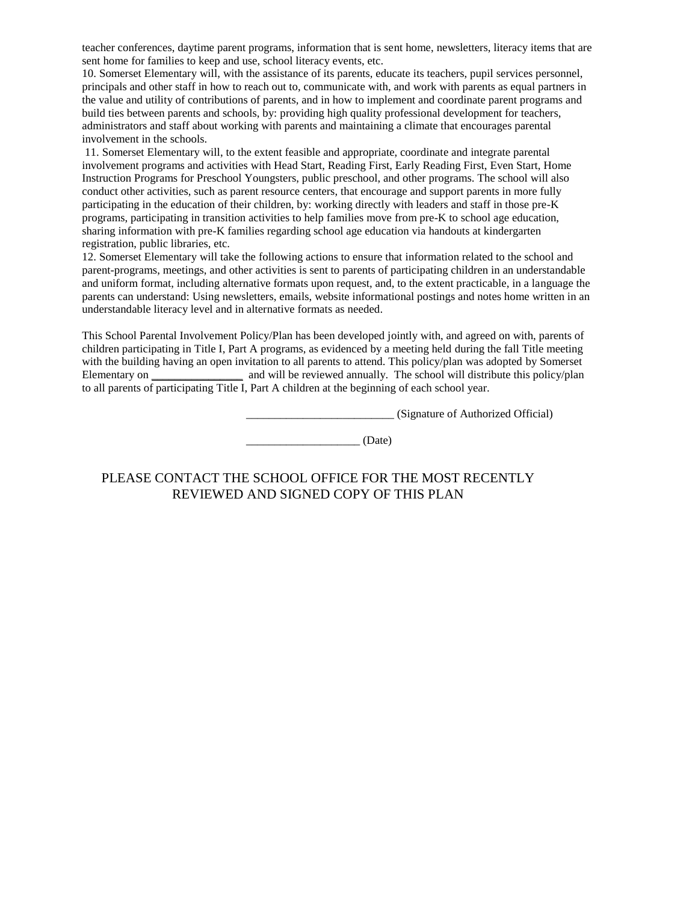teacher conferences, daytime parent programs, information that is sent home, newsletters, literacy items that are sent home for families to keep and use, school literacy events, etc.

10. Somerset Elementary will, with the assistance of its parents, educate its teachers, pupil services personnel, principals and other staff in how to reach out to, communicate with, and work with parents as equal partners in the value and utility of contributions of parents, and in how to implement and coordinate parent programs and build ties between parents and schools, by: providing high quality professional development for teachers, administrators and staff about working with parents and maintaining a climate that encourages parental involvement in the schools.

11. Somerset Elementary will, to the extent feasible and appropriate, coordinate and integrate parental involvement programs and activities with Head Start, Reading First, Early Reading First, Even Start, Home Instruction Programs for Preschool Youngsters, public preschool, and other programs. The school will also conduct other activities, such as parent resource centers, that encourage and support parents in more fully participating in the education of their children, by: working directly with leaders and staff in those pre-K programs, participating in transition activities to help families move from pre-K to school age education, sharing information with pre-K families regarding school age education via handouts at kindergarten registration, public libraries, etc.

12. Somerset Elementary will take the following actions to ensure that information related to the school and parent-programs, meetings, and other activities is sent to parents of participating children in an understandable and uniform format, including alternative formats upon request, and, to the extent practicable, in a language the parents can understand: Using newsletters, emails, website informational postings and notes home written in an understandable literacy level and in alternative formats as needed.

This School Parental Involvement Policy/Plan has been developed jointly with, and agreed on with, parents of children participating in Title I, Part A programs, as evidenced by a meeting held during the fall Title meeting with the building having an open invitation to all parents to attend. This policy/plan was adopted by Somerset Elementary on ________________ and will be reviewed annually. The school will distribute this policy/plan to all parents of participating Title I, Part A children at the beginning of each school year.

_________________________ (Signature of Authorized Official)

___________________ (Date)

PLEASE CONTACT THE SCHOOL OFFICE FOR THE MOST RECENTLY REVIEWED AND SIGNED COPY OF THIS PLAN